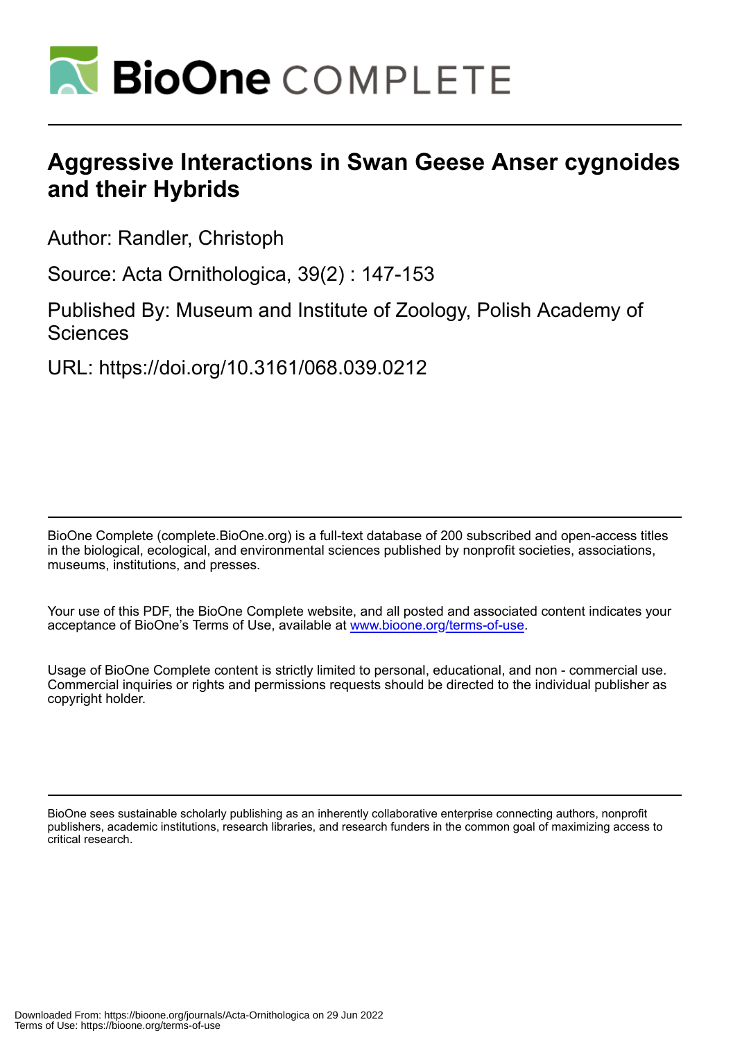# Aggressive Interactions in Swan Geese Anser cygnoides and their Hybrids

Author: Randler, Christoph

Source: Acta Ornithologica, 39(2) : 147-153

Published By: Museum and Institute of Zoology, Polish Academy of Sciences

URL: https://doi.org/10.3161/068.039.0212

BioOne Complete (complete.BioOne.org) is a full-text database of 200 subscribed and open-access titles in the biological, ecological, and environmental sciences published by nonprofit societies, associations, museums, institutions, and presses.

Your use of this PDF, the BioOne Complete website, and all posted and associated content indicates your acceptance of BioOne's Terms of Use, available at www.bioone.org/terms-of-use.

Usage of BioOne Complete content is strictly limited to personal, educational, and non - commercial use. Commercial inquiries or rights and permissions requests should be directed to the individual publisher as copyright holder.

BioOne sees sustainable scholarly publishing as an inherently collaborative enterprise connecting authors, nonprofit publishers, academic institutions, research libraries, and research funders in the common goal of maximizing access to critical research.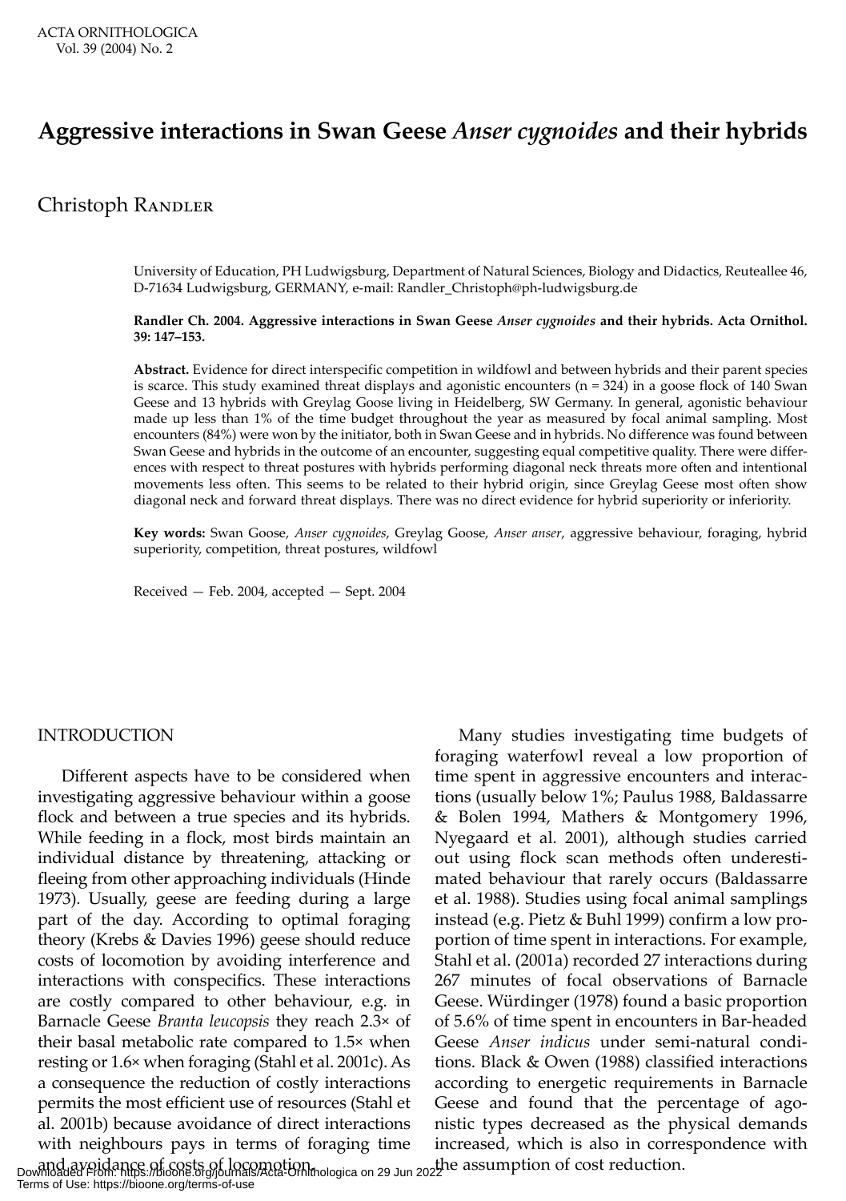# Aggressive interactions in Swan Geese *Anser cygnoides* and their hybrids

Christoph Randler

University of Education, PH Ludwigsburg, Department of Natural Sciences, Biology and Didactics, Reuteallee 46, D-71634 Ludwigsburg, GERMANY, e-mail: Randler_Christoph@ph-ludwigsburg.de

**Randler Ch. 2004. Aggressive interactions in Swan Geese *Anser cygnoides* and their hybrids. Acta Ornithol. 39: 147–153.**

**Abstract.** Evidence for direct interspecific competition in wildfowl and between hybrids and their parent species is scarce. This study examined threat displays and agonistic encounters (n = 324) in a goose flock of 140 Swan Geese and 13 hybrids with Greylag Goose living in Heidelberg, SW Germany. In general, agonistic behaviour made up less than 1% of the time budget throughout the year as measured by focal animal sampling. Most encounters (84%) were won by the initiator, both in Swan Geese and in hybrids. No difference was found between Swan Geese and hybrids in the outcome of an encounter, suggesting equal competitive quality. There were differences with respect to threat postures with hybrids performing diagonal neck threats more often and intentional movements less often. This seems to be related to their hybrid origin, since Greylag Geese most often show diagonal neck and forward threat displays. There was no direct evidence for hybrid superiority or inferiority.

**Key words:** Swan Goose, *Anser cygnoides*, Greylag Goose, *Anser anser*, aggressive behaviour, foraging, hybrid superiority, competition, threat postures, wildfowl

Received — Feb. 2004, accepted — Sept. 2004

## INTRODUCTION

Different aspects have to be considered when investigating aggressive behaviour within a goose flock and between a true species and its hybrids. While feeding in a flock, most birds maintain an individual distance by threatening, attacking or fleeing from other approaching individuals (Hinde 1973). Usually, geese are feeding during a large part of the day. According to optimal foraging theory (Krebs & Davies 1996) geese should reduce costs of locomotion by avoiding interference and interactions with conspecifics. These interactions are costly compared to other behaviour, e.g. in Barnacle Geese *Branta leucopsis* they reach 2.3× of their basal metabolic rate compared to 1.5× when resting or 1.6× when foraging (Stahl et al. 2001c). As a consequence the reduction of costly interactions permits the most efficient use of resources (Stahl et al. 2001b) because avoidance of direct interactions with neighbours pays in terms of foraging time and avoidance of costs of locomotion.

Many studies investigating time budgets of foraging waterfowl reveal a low proportion of time spent in aggressive encounters and interactions (usually below 1%; Paulus 1988, Baldassarre & Bolen 1994, Mathers & Montgomery 1996, Nyegaard et al. 2001), although studies carried out using flock scan methods often underestimated behaviour that rarely occurs (Baldassarre et al. 1988). Studies using focal animal samplings instead (e.g. Pietz & Buhl 1999) confirm a low proportion of time spent in interactions. For example, Stahl et al. (2001a) recorded 27 interactions during 267 minutes of focal observations of Barnacle Geese. Würdinger (1978) found a basic proportion of 5.6% of time spent in encounters in Bar-headed Geese *Anser indicus* under semi-natural conditions. Black & Owen (1988) classified interactions according to energetic requirements in Barnacle Geese and found that the percentage of agonistic types decreased as the physical demands increased, which is also in correspondence with the assumption of cost reduction.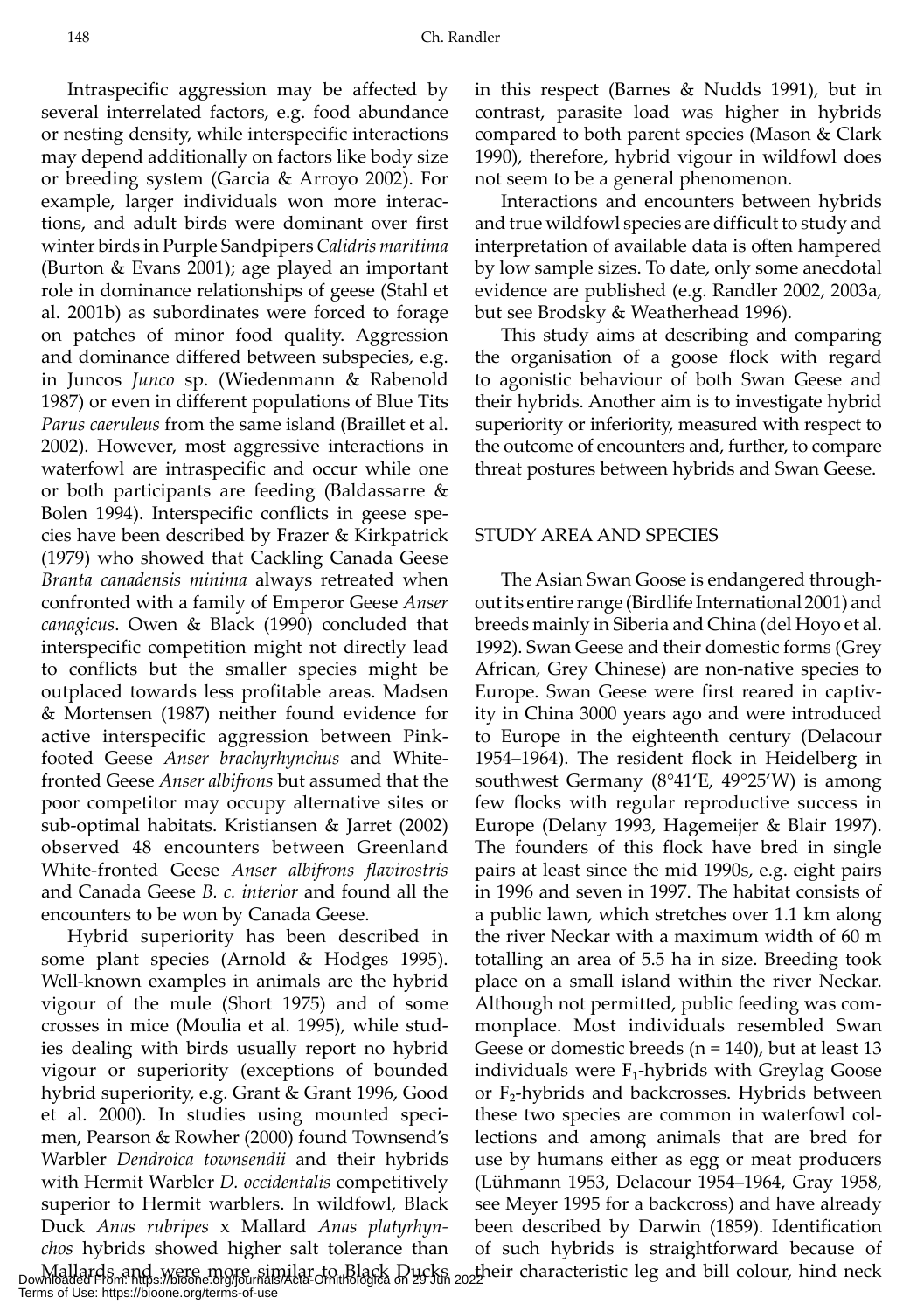Intraspecific aggression may be affected by several interrelated factors, e.g. food abundance or nesting density, while interspecific interactions may depend additionally on factors like body size or breeding system (Garcia & Arroyo 2002). For example, larger individuals won more interactions, and adult birds were dominant over first winter birds in Purple Sandpipers *Calidris maritima* (Burton & Evans 2001); age played an important role in dominance relationships of geese (Stahl et al. 2001b) as subordinates were forced to forage on patches of minor food quality. Aggression and dominance differed between subspecies, e.g. in Juncos *Junco* sp. (Wiedenmann & Rabenold 1987) or even in different populations of Blue Tits *Parus caeruleus* from the same island (Braillet et al. 2002). However, most aggressive interactions in waterfowl are intraspecific and occur while one or both participants are feeding (Baldassarre & Bolen 1994). Interspecific conflicts in geese species have been described by Frazer & Kirkpatrick (1979) who showed that Cackling Canada Geese *Branta canadensis minima* always retreated when confronted with a family of Emperor Geese *Anser canagicus*. Owen & Black (1990) concluded that interspecific competition might not directly lead to conflicts but the smaller species might be outplaced towards less profitable areas. Madsen & Mortensen (1987) neither found evidence for active interspecific aggression between Pink-footed Geese *Anser brachyrhynchus* and White-fronted Geese *Anser albifrons* but assumed that the poor competitor may occupy alternative sites or sub-optimal habitats. Kristiansen & Jarret (2002) observed 48 encounters between Greenland White-fronted Geese *Anser albifrons flavirostris* and Canada Geese *B. c. interior* and found all the encounters to be won by Canada Geese.

Hybrid superiority has been described in some plant species (Arnold & Hodges 1995). Well-known examples in animals are the hybrid vigour of the mule (Short 1975) and of some crosses in mice (Moulia et al. 1995), while studies dealing with birds usually report no hybrid vigour or superiority (exceptions of bounded hybrid superiority, e.g. Grant & Grant 1996, Good et al. 2000). In studies using mounted specimen, Pearson & Rowher (2000) found Townsend's Warbler *Dendroica townsendii* and their hybrids with Hermit Warbler *D. occidentalis* competitively superior to Hermit warblers. In wildfowl, Black Duck *Anas rubripes* x Mallard *Anas platyrhynchos* hybrids showed higher salt tolerance than Mallards and were more similar to Black Ducks in this respect (Barnes & Nudds 1991), but in contrast, parasite load was higher in hybrids compared to both parent species (Mason & Clark 1990), therefore, hybrid vigour in wildfowl does not seem to be a general phenomenon.

Interactions and encounters between hybrids and true wildfowl species are difficult to study and interpretation of available data is often hampered by low sample sizes. To date, only some anecdotal evidence are published (e.g. Randler 2002, 2003a, but see Brodsky & Weatherhead 1996).

This study aims at describing and comparing the organisation of a goose flock with regard to agonistic behaviour of both Swan Geese and their hybrids. Another aim is to investigate hybrid superiority or inferiority, measured with respect to the outcome of encounters and, further, to compare threat postures between hybrids and Swan Geese.

## STUDY AREA AND SPECIES

The Asian Swan Goose is endangered throughout its entire range (Birdlife International 2001) and breeds mainly in Siberia and China (del Hoyo et al. 1992). Swan Geese and their domestic forms (Grey African, Grey Chinese) are non-native species to Europe. Swan Geese were first reared in captivity in China 3000 years ago and were introduced to Europe in the eighteenth century (Delacour 1954–1964). The resident flock in Heidelberg in southwest Germany (8°41'E, 49°25'W) is among few flocks with regular reproductive success in Europe (Delany 1993, Hagemeijer & Blair 1997). The founders of this flock have bred in single pairs at least since the mid 1990s, e.g. eight pairs in 1996 and seven in 1997. The habitat consists of a public lawn, which stretches over 1.1 km along the river Neckar with a maximum width of 60 m totalling an area of 5.5 ha in size. Breeding took place on a small island within the river Neckar. Although not permitted, public feeding was commonplace. Most individuals resembled Swan Geese or domestic breeds (n = 140), but at least 13 individuals were $F_1$-hybrids with Greylag Goose or $F_2$-hybrids and backcrosses. Hybrids between these two species are common in waterfowl collections and among animals that are bred for use by humans either as egg or meat producers (Lühmann 1953, Delacour 1954–1964, Gray 1958, see Meyer 1995 for a backcross) and have already been described by Darwin (1859). Identification of such hybrids is straightforward because of their characteristic leg and bill colour, hind neck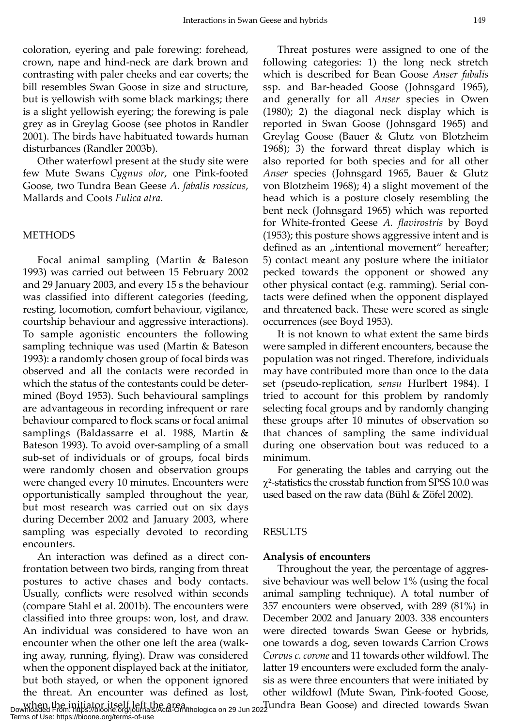coloration, eyering and pale forewing: forehead, crown, nape and hind-neck are dark brown and contrasting with paler cheeks and ear coverts; the bill resembles Swan Goose in size and structure, but is yellowish with some black markings; there is a slight yellowish eyering; the forewing is pale grey as in Greylag Goose (see photos in Randler 2001). The birds have habituated towards human disturbances (Randler 2003b).

Other waterfowl present at the study site were few Mute Swans *Cygnus olor*, one Pink-footed Goose, two Tundra Bean Geese *A. fabalis rossicus*, Mallards and Coots *Fulica atra*.

## METHODS

Focal animal sampling (Martin & Bateson 1993) was carried out between 15 February 2002 and 29 January 2003, and every 15 s the behaviour was classified into different categories (feeding, resting, locomotion, comfort behaviour, vigilance, courtship behaviour and aggressive interactions). To sample agonistic encounters the following sampling technique was used (Martin & Bateson 1993): a randomly chosen group of focal birds was observed and all the contacts were recorded in which the status of the contestants could be determined (Boyd 1953). Such behavioural samplings are advantageous in recording infrequent or rare behaviour compared to flock scans or focal animal samplings (Baldassarre et al. 1988, Martin & Bateson 1993). To avoid over-sampling of a small sub-set of individuals or of groups, focal birds were randomly chosen and observation groups were changed every 10 minutes. Encounters were opportunistically sampled throughout the year, but most research was carried out on six days during December 2002 and January 2003, where sampling was especially devoted to recording encounters.

An interaction was defined as a direct confrontation between two birds, ranging from threat postures to active chases and body contacts. Usually, conflicts were resolved within seconds (compare Stahl et al. 2001b). The encounters were classified into three groups: won, lost, and draw. An individual was considered to have won an encounter when the other one left the area (walking away, running, flying). Draw was considered when the opponent displayed back at the initiator, but both stayed, or when the opponent ignored the threat. An encounter was defined as lost, when the initiator itself left the area.

Threat postures were assigned to one of the following categories: 1) the long neck stretch which is described for Bean Goose *Anser fabalis* ssp. and Bar-headed Goose (Johnsgard 1965), and generally for all *Anser* species in Owen (1980); 2) the diagonal neck display which is reported in Swan Goose (Johnsgard 1965) and Greylag Goose (Bauer & Glutz von Blotzheim 1968); 3) the forward threat display which is also reported for both species and for all other *Anser* species (Johnsgard 1965, Bauer & Glutz von Blotzheim 1968); 4) a slight movement of the head which is a posture closely resembling the bent neck (Johnsgard 1965) which was reported for White-fronted Geese *A. flavirostris* by Boyd (1953); this posture shows aggressive intent and is defined as an „intentional movement" hereafter; 5) contact meant any posture where the initiator pecked towards the opponent or showed any other physical contact (e.g. ramming). Serial contacts were defined when the opponent displayed and threatened back. These were scored as single occurrences (see Boyd 1953).

It is not known to what extent the same birds were sampled in different encounters, because the population was not ringed. Therefore, individuals may have contributed more than once to the data set (pseudo-replication, *sensu* Hurlbert 1984). I tried to account for this problem by randomly selecting focal groups and by randomly changing these groups after 10 minutes of observation so that chances of sampling the same individual during one observation bout was reduced to a minimum.

For generating the tables and carrying out the $\chi^2$-statistics the crosstab function from SPSS 10.0 was used based on the raw data (Bühl & Zöfel 2002).

## RESULTS

### Analysis of encounters

Throughout the year, the percentage of aggressive behaviour was well below 1% (using the focal animal sampling technique). A total number of 357 encounters were observed, with 289 (81%) in December 2002 and January 2003. 338 encounters were directed towards Swan Geese or hybrids, one towards a dog, seven towards Carrion Crows *Corvus c. corone* and 11 towards other wildfowl. The latter 19 encounters were excluded form the analysis as were three encounters that were initiated by other wildfowl (Mute Swan, Pink-footed Goose, Tundra Bean Goose) and directed towards Swan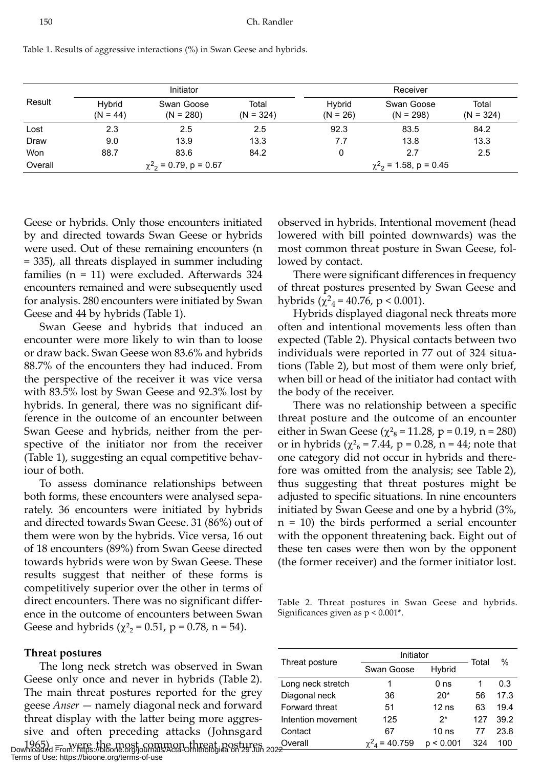Table 1. Results of aggressive interactions (%) in Swan Geese and hybrids.

| Result | Initiator | | | Receiver | | |
|---|---|---|---|---|---|---|
| | Hybrid (N = 44) | Swan Goose (N = 280) | Total (N = 324) | Hybrid (N = 26) | Swan Goose (N = 298) | Total (N = 324) |
| Lost | 2.3 | 2.5 | 2.5 | 92.3 | 83.5 | 84.2 |
| Draw | 9.0 | 13.9 | 13.3 | 7.7 | 13.8 | 13.3 |
| Won | 88.7 | 83.6 | 84.2 | 0 | 2.7 | 2.5 |
| Overall | | $\chi^2_2$ = 0.79, p = 0.67 | | | $\chi^2_2$ = 1.58, p = 0.45 | |

Geese or hybrids. Only those encounters initiated by and directed towards Swan Geese or hybrids were used. Out of these remaining encounters (n = 335), all threats displayed in summer including families (n = 11) were excluded. Afterwards 324 encounters remained and were subsequently used for analysis. 280 encounters were initiated by Swan Geese and 44 by hybrids (Table 1).

Swan Geese and hybrids that induced an encounter were more likely to win than to loose or draw back. Swan Geese won 83.6% and hybrids 88.7% of the encounters they had induced. From the perspective of the receiver it was vice versa with 83.5% lost by Swan Geese and 92.3% lost by hybrids. In general, there was no significant difference in the outcome of an encounter between Swan Geese and hybrids, neither from the perspective of the initiator nor from the receiver (Table 1), suggesting an equal competitive behaviour of both.

To assess dominance relationships between both forms, these encounters were analysed separately. 36 encounters were initiated by hybrids and directed towards Swan Geese. 31 (86%) out of them were won by the hybrids. Vice versa, 16 out of 18 encounters (89%) from Swan Geese directed towards hybrids were won by Swan Geese. These results suggest that neither of these forms is competitively superior over the other in terms of direct encounters. There was no significant difference in the outcome of encounters between Swan Geese and hybrids ($\chi^2_2$ = 0.51, p = 0.78, n = 54).

**Threat postures**

The long neck stretch was observed in Swan Geese only once and never in hybrids (Table 2). The main threat postures reported for the grey geese *Anser* — namely diagonal neck and forward threat display with the latter being more aggressive and often preceding attacks (Johnsgard 1965) — were the most common threat postures observed in hybrids. Intentional movement (head lowered with bill pointed downwards) was the most common threat posture in Swan Geese, followed by contact.

There were significant differences in frequency of threat postures presented by Swan Geese and hybrids ($\chi^2_4$ = 40.76, p < 0.001).

Hybrids displayed diagonal neck threats more often and intentional movements less often than expected (Table 2). Physical contacts between two individuals were reported in 77 out of 324 situations (Table 2), but most of them were only brief, when bill or head of the initiator had contact with the body of the receiver.

There was no relationship between a specific threat posture and the outcome of an encounter either in Swan Geese ($\chi^2_8$ = 11.28, p = 0.19, n = 280) or in hybrids ($\chi^2_6$ = 7.44, p = 0.28, n = 44; note that one category did not occur in hybrids and therefore was omitted from the analysis; see Table 2), thus suggesting that threat postures might be adjusted to specific situations. In nine encounters initiated by Swan Geese and one by a hybrid (3%, n = 10) the birds performed a serial encounter with the opponent threatening back. Eight out of these ten cases were then won by the opponent (the former receiver) and the former initiator lost.

Table 2. Threat postures in Swan Geese and hybrids. Significances given as p < 0.001*.

| Threat posture | Initiator | | Total | % |
|---|---|---|---|---|
| | Swan Goose | Hybrid | | |
| Long neck stretch | 1 | 0 ns | 1 | 0.3 |
| Diagonal neck | 36 | 20* | 56 | 17.3 |
| Forward threat | 51 | 12 ns | 63 | 19.4 |
| Intention movement | 125 | 2* | 127 | 39.2 |
| Contact | 67 | 10 ns | 77 | 23.8 |
| Overall | $\chi^2_4$ = 40.759 | p < 0.001 | 324 | 100 |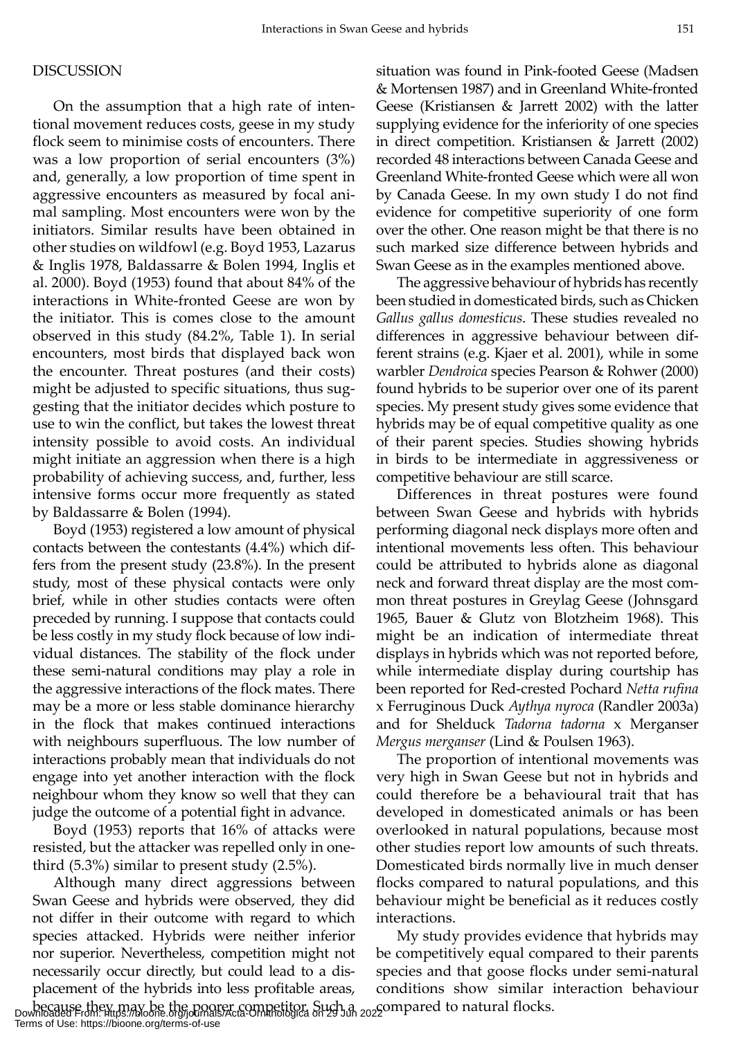## DISCUSSION

On the assumption that a high rate of intentional movement reduces costs, geese in my study flock seem to minimise costs of encounters. There was a low proportion of serial encounters (3%) and, generally, a low proportion of time spent in aggressive encounters as measured by focal animal sampling. Most encounters were won by the initiators. Similar results have been obtained in other studies on wildfowl (e.g. Boyd 1953, Lazarus & Inglis 1978, Baldassarre & Bolen 1994, Inglis et al. 2000). Boyd (1953) found that about 84% of the interactions in White-fronted Geese are won by the initiator. This is comes close to the amount observed in this study (84.2%, Table 1). In serial encounters, most birds that displayed back won the encounter. Threat postures (and their costs) might be adjusted to specific situations, thus suggesting that the initiator decides which posture to use to win the conflict, but takes the lowest threat intensity possible to avoid costs. An individual might initiate an aggression when there is a high probability of achieving success, and, further, less intensive forms occur more frequently as stated by Baldassarre & Bolen (1994).

Boyd (1953) registered a low amount of physical contacts between the contestants (4.4%) which differs from the present study (23.8%). In the present study, most of these physical contacts were only brief, while in other studies contacts were often preceded by running. I suppose that contacts could be less costly in my study flock because of low individual distances. The stability of the flock under these semi-natural conditions may play a role in the aggressive interactions of the flock mates. There may be a more or less stable dominance hierarchy in the flock that makes continued interactions with neighbours superfluous. The low number of interactions probably mean that individuals do not engage into yet another interaction with the flock neighbour whom they know so well that they can judge the outcome of a potential fight in advance.

Boyd (1953) reports that 16% of attacks were resisted, but the attacker was repelled only in one-third (5.3%) similar to present study (2.5%).

Although many direct aggressions between Swan Geese and hybrids were observed, they did not differ in their outcome with regard to which species attacked. Hybrids were neither inferior nor superior. Nevertheless, competition might not necessarily occur directly, but could lead to a displacement of the hybrids into less profitable areas, because they may be the poorer competitor. Such a situation was found in Pink-footed Geese (Madsen & Mortensen 1987) and in Greenland White-fronted Geese (Kristiansen & Jarrett 2002) with the latter supplying evidence for the inferiority of one species in direct competition. Kristiansen & Jarrett (2002) recorded 48 interactions between Canada Geese and Greenland White-fronted Geese which were all won by Canada Geese. In my own study I do not find evidence for competitive superiority of one form over the other. One reason might be that there is no such marked size difference between hybrids and Swan Geese as in the examples mentioned above.

The aggressive behaviour of hybrids has recently been studied in domesticated birds, such as Chicken *Gallus gallus domesticus*. These studies revealed no differences in aggressive behaviour between different strains (e.g. Kjaer et al. 2001), while in some warbler *Dendroica* species Pearson & Rohwer (2000) found hybrids to be superior over one of its parent species. My present study gives some evidence that hybrids may be of equal competitive quality as one of their parent species. Studies showing hybrids in birds to be intermediate in aggressiveness or competitive behaviour are still scarce.

Differences in threat postures were found between Swan Geese and hybrids with hybrids performing diagonal neck displays more often and intentional movements less often. This behaviour could be attributed to hybrids alone as diagonal neck and forward threat display are the most common threat postures in Greylag Geese (Johnsgard 1965, Bauer & Glutz von Blotzheim 1968). This might be an indication of intermediate threat displays in hybrids which was not reported before, while intermediate display during courtship has been reported for Red-crested Pochard *Netta rufina* x Ferruginous Duck *Aythya nyroca* (Randler 2003a) and for Shelduck *Tadorna tadorna* x Merganser *Mergus merganser* (Lind & Poulsen 1963).

The proportion of intentional movements was very high in Swan Geese but not in hybrids and could therefore be a behavioural trait that has developed in domesticated animals or has been overlooked in natural populations, because most other studies report low amounts of such threats. Domesticated birds normally live in much denser flocks compared to natural populations, and this behaviour might be beneficial as it reduces costly interactions.

My study provides evidence that hybrids may be competitively equal compared to their parents species and that goose flocks under semi-natural conditions show similar interaction behaviour compared to natural flocks.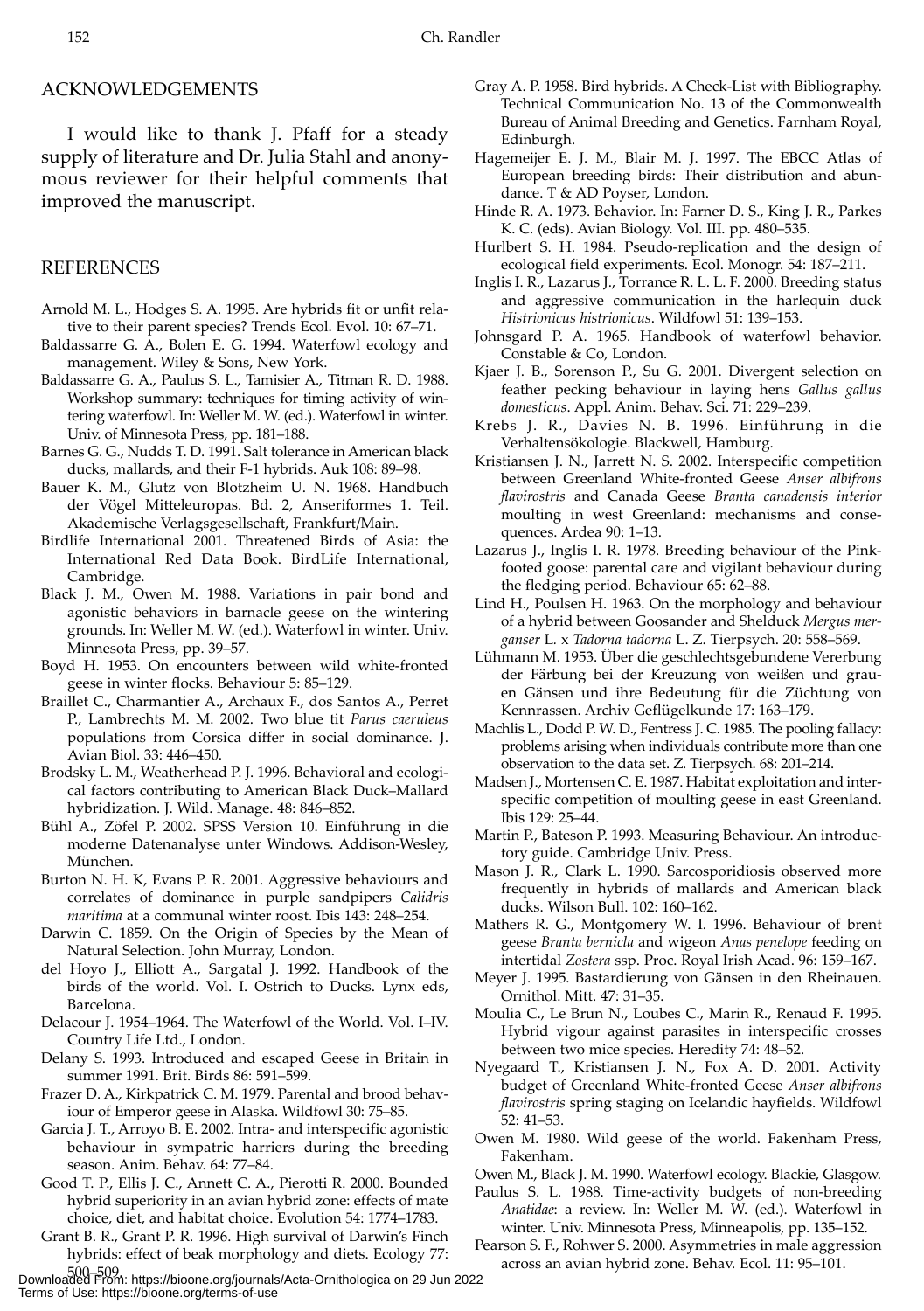## ACKNOWLEDGEMENTS

I would like to thank J. Pfaff for a steady supply of literature and Dr. Julia Stahl and anonymous reviewer for their helpful comments that improved the manuscript.

## REFERENCES

Arnold M. L., Hodges S. A. 1995. Are hybrids fit or unfit relative to their parent species? Trends Ecol. Evol. 10: 67–71.

Baldassarre G. A., Bolen E. G. 1994. Waterfowl ecology and management. Wiley & Sons, New York.

Baldassarre G. A., Paulus S. L., Tamisier A., Titman R. D. 1988. Workshop summary: techniques for timing activity of wintering waterfowl. In: Weller M. W. (ed.). Waterfowl in winter. Univ. of Minnesota Press, pp. 181–188.

Barnes G. G., Nudds T. D. 1991. Salt tolerance in American black ducks, mallards, and their F-1 hybrids. Auk 108: 89–98.

Bauer K. M., Glutz von Blotzheim U. N. 1968. Handbuch der Vögel Mitteleuropas. Bd. 2, Anseriformes 1. Teil. Akademische Verlagsgesellschaft, Frankfurt/Main.

Birdlife International 2001. Threatened Birds of Asia: the International Red Data Book. BirdLife International, Cambridge.

Black J. M., Owen M. 1988. Variations in pair bond and agonistic behaviors in barnacle geese on the wintering grounds. In: Weller M. W. (ed.). Waterfowl in winter. Univ. Minnesota Press, pp. 39–57.

Boyd H. 1953. On encounters between wild white-fronted geese in winter flocks. Behaviour 5: 85–129.

Braillet C., Charmantier A., Archaux F., dos Santos A., Perret P., Lambrechts M. M. 2002. Two blue tit *Parus caeruleus* populations from Corsica differ in social dominance. J. Avian Biol. 33: 446–450.

Brodsky L. M., Weatherhead P. J. 1996. Behavioral and ecological factors contributing to American Black Duck–Mallard hybridization. J. Wild. Manage. 48: 846–852.

Bühl A., Zöfel P. 2002. SPSS Version 10. Einführung in die moderne Datenanalyse unter Windows. Addison-Wesley, München.

Burton N. H. K, Evans P. R. 2001. Aggressive behaviours and correlates of dominance in purple sandpipers *Calidris maritima* at a communal winter roost. Ibis 143: 248–254.

Darwin C. 1859. On the Origin of Species by the Mean of Natural Selection. John Murray, London.

del Hoyo J., Elliott A., Sargatal J. 1992. Handbook of the birds of the world. Vol. I. Ostrich to Ducks. Lynx eds, Barcelona.

Delacour J. 1954–1964. The Waterfowl of the World. Vol. I–IV. Country Life Ltd., London.

Delany S. 1993. Introduced and escaped Geese in Britain in summer 1991. Brit. Birds 86: 591–599.

Frazer D. A., Kirkpatrick C. M. 1979. Parental and brood behaviour of Emperor geese in Alaska. Wildfowl 30: 75–85.

Garcia J. T., Arroyo B. E. 2002. Intra- and interspecific agonistic behaviour in sympatric harriers during the breeding season. Anim. Behav. 64: 77–84.

Good T. P., Ellis J. C., Annett C. A., Pierotti R. 2000. Bounded hybrid superiority in an avian hybrid zone: effects of mate choice, diet, and habitat choice. Evolution 54: 1774–1783.

Grant B. R., Grant P. R. 1996. High survival of Darwin's Finch hybrids: effect of beak morphology and diets. Ecology 77: 500–509.

Gray A. P. 1958. Bird hybrids. A Check-List with Bibliography. Technical Communication No. 13 of the Commonwealth Bureau of Animal Breeding and Genetics. Farnham Royal, Edinburgh.

Hagemeijer E. J. M., Blair M. J. 1997. The EBCC Atlas of European breeding birds: Their distribution and abundance. T & AD Poyser, London.

Hinde R. A. 1973. Behavior. In: Farner D. S., King J. R., Parkes K. C. (eds). Avian Biology. Vol. III. pp. 480–535.

Hurlbert S. H. 1984. Pseudo-replication and the design of ecological field experiments. Ecol. Monogr. 54: 187–211.

Inglis I. R., Lazarus J., Torrance R. L. L. F. 2000. Breeding status and aggressive communication in the harlequin duck *Histrionicus histrionicus*. Wildfowl 51: 139–153.

Johnsgard P. A. 1965. Handbook of waterfowl behavior. Constable & Co, London.

Kjaer J. B., Sorenson P., Su G. 2001. Divergent selection on feather pecking behaviour in laying hens *Gallus gallus domesticus*. Appl. Anim. Behav. Sci. 71: 229–239.

Krebs J. R., Davies N. B. 1996. Einführung in die Verhaltensökologie. Blackwell, Hamburg.

Kristiansen J. N., Jarrett N. S. 2002. Interspecific competition between Greenland White-fronted Geese *Anser albifrons flavirostris* and Canada Geese *Branta canadensis interior* moulting in west Greenland: mechanisms and consequences. Ardea 90: 1–13.

Lazarus J., Inglis I. R. 1978. Breeding behaviour of the Pink-footed goose: parental care and vigilant behaviour during the fledging period. Behaviour 65: 62–88.

Lind H., Poulsen H. 1963. On the morphology and behaviour of a hybrid between Goosander and Shelduck *Mergus merganser* L. x *Tadorna tadorna* L. Z. Tierpsych. 20: 558–569.

Lühmann M. 1953. Über die geschlechtsgebundene Vererbung der Färbung bei der Kreuzung von weißen und grauen Gänsen und ihre Bedeutung für die Züchtung von Kennrassen. Archiv Geflügelkunde 17: 163–179.

Machlis L., Dodd P. W. D., Fentress J. C. 1985. The pooling fallacy: problems arising when individuals contribute more than one observation to the data set. Z. Tierpsych. 68: 201–214.

Madsen J., Mortensen C. E. 1987. Habitat exploitation and interspecific competition of moulting geese in east Greenland. Ibis 129: 25–44.

Martin P., Bateson P. 1993. Measuring Behaviour. An introductory guide. Cambridge Univ. Press.

Mason J. R., Clark L. 1990. Sarcosporidiosis observed more frequently in hybrids of mallards and American black ducks. Wilson Bull. 102: 160–162.

Mathers R. G., Montgomery W. I. 1996. Behaviour of brent geese *Branta bernicla* and wigeon *Anas penelope* feeding on intertidal *Zostera* ssp. Proc. Royal Irish Acad. 96: 159–167.

Meyer J. 1995. Bastardierung von Gänsen in den Rheinauen. Ornithol. Mitt. 47: 31–35.

Moulia C., Le Brun N., Loubes C., Marin R., Renaud F. 1995. Hybrid vigour against parasites in interspecific crosses between two mice species. Heredity 74: 48–52.

Nyegaard T., Kristiansen J. N., Fox A. D. 2001. Activity budget of Greenland White-fronted Geese *Anser albifrons flavirostris* spring staging on Icelandic hayfields. Wildfowl 52: 41–53.

Owen M. 1980. Wild geese of the world. Fakenham Press, Fakenham.

Owen M., Black J. M. 1990. Waterfowl ecology. Blackie, Glasgow.

Paulus S. L. 1988. Time-activity budgets of non-breeding *Anatidae*: a review. In: Weller M. W. (ed.). Waterfowl in winter. Univ. Minnesota Press, Minneapolis, pp. 135–152.

Pearson S. F., Rohwer S. 2000. Asymmetries in male aggression across an avian hybrid zone. Behav. Ecol. 11: 95–101.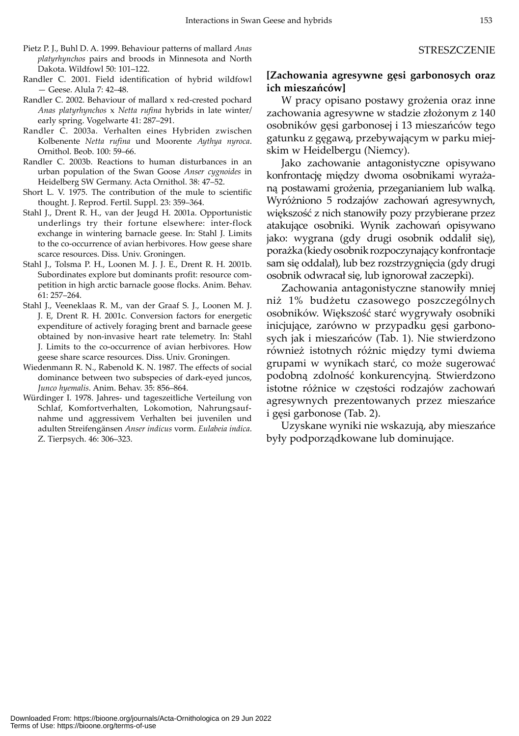Pietz P. J., Buhl D. A. 1999. Behaviour patterns of mallard *Anas platyrhynchos* pairs and broods in Minnesota and North Dakota. Wildfowl 50: 101–122.

Randler C. 2001. Field identification of hybrid wildfowl — Geese. Alula 7: 42–48.

Randler C. 2002. Behaviour of mallard x red-crested pochard *Anas platyrhynchos* x *Netta rufina* hybrids in late winter/ early spring. Vogelwarte 41: 287–291.

Randler C. 2003a. Verhalten eines Hybriden zwischen Kolbenente *Netta rufina* und Moorente *Aythya nyroca*. Ornithol. Beob. 100: 59–66.

Randler C. 2003b. Reactions to human disturbances in an urban population of the Swan Goose *Anser cygnoides* in Heidelberg SW Germany. Acta Ornithol. 38: 47–52.

Short L. V. 1975. The contribution of the mule to scientific thought. J. Reprod. Fertil. Suppl. 23: 359–364.

Stahl J., Drent R. H., van der Jeugd H. 2001a. Opportunistic underlings try their fortune elsewhere: inter-flock exchange in wintering barnacle geese. In: Stahl J. Limits to the co-occurrence of avian herbivores. How geese share scarce resources. Diss. Univ. Groningen.

Stahl J., Tolsma P. H., Loonen M. J. J. E., Drent R. H. 2001b. Subordinates explore but dominants profit: resource competition in high arctic barnacle goose flocks. Anim. Behav. 61: 257–264.

Stahl J., Veeneklaas R. M., van der Graaf S. J., Loonen M. J. J. E, Drent R. H. 2001c. Conversion factors for energetic expenditure of actively foraging brent and barnacle geese obtained by non-invasive heart rate telemetry. In: Stahl J. Limits to the co-occurrence of avian herbivores. How geese share scarce resources. Diss. Univ. Groningen.

Wiedenmann R. N., Rabenold K. N. 1987. The effects of social dominance between two subspecies of dark-eyed juncos, *Junco hyemalis*. Anim. Behav. 35: 856–864.

Würdinger I. 1978. Jahres- und tageszeitliche Verteilung von Schlaf, Komfortverhalten, Lokomotion, Nahrungsaufnahme und aggressivem Verhalten bei juvenilen und adulten Streifengänsen *Anser indicus* vorm. *Eulabeia indica*. Z. Tierpsych. 46: 306–323.

## STRESZCZENIE

**[Zachowania agresywne gęsi garbonosych oraz ich mieszańców]**

W pracy opisano postawy grożenia oraz inne zachowania agresywne w stadzie złożonym z 140 osobników gęsi garbonosej i 13 mieszańców tego gatunku z gęgawą, przebywającym w parku miejskim w Heidelbergu (Niemcy).

Jako zachowanie antagonistyczne opisywano konfrontację między dwoma osobnikami wyrażaną postawami grożenia, przeganianiem lub walką. Wyróżniono 5 rodzajów zachowań agresywnych, większość z nich stanowiły pozy przybierane przez atakujące osobniki. Wynik zachowań opisywano jako: wygrana (gdy drugi osobnik oddalił się), porażka (kiedy osobnik rozpoczynający konfrontacje sam się oddalał), lub bez rozstrzygnięcia (gdy drugi osobnik odwracał się, lub ignorował zaczepki).

Zachowania antagonistyczne stanowiły mniej niż 1% budżetu czasowego poszczególnych osobników. Większość starć wygrywały osobniki inicjujące, zarówno w przypadku gęsi garbonosych jak i mieszańców (Tab. 1). Nie stwierdzono również istotnych różnic między tymi dwiema grupami w wynikach starć, co może sugerować podobną zdolność konkurencyjną. Stwierdzono istotne różnice w częstości rodzajów zachowań agresywnych prezentowanych przez mieszańce i gęsi garbonose (Tab. 2).

Uzyskane wyniki nie wskazują, aby mieszańce były podporządkowane lub dominujące.